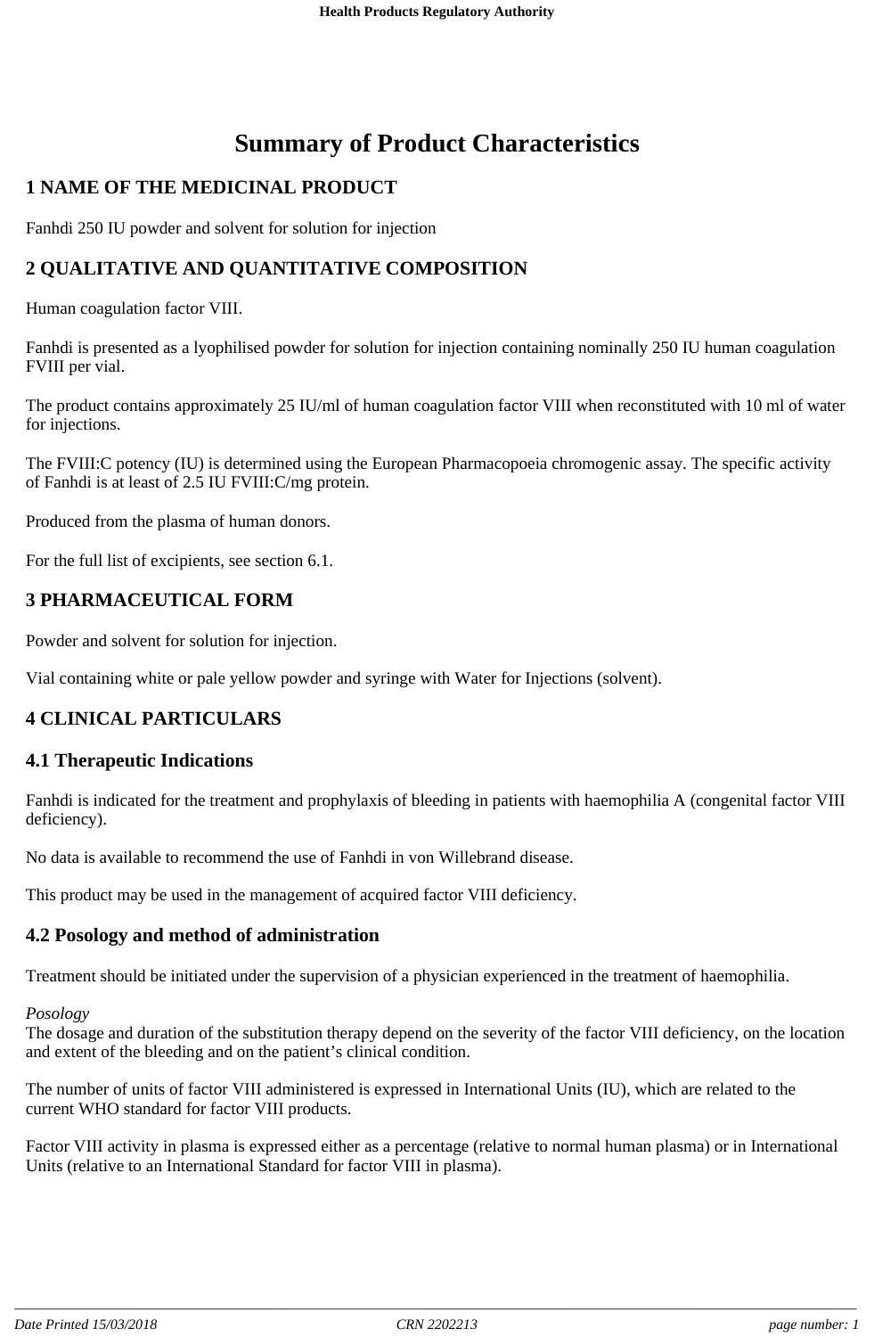# Summary of Product Characteristics

## 1 NAME OF THE MEDICINAL PRODUCT

Fanhdi 250 IU powder and solvent for solution for injection

## 2 QUALITATIVE AND QUANTITATIVE COMPOSITION

Human coagulation factor VIII.

Fanhdi is presented as a lyophilised powder for solution for injection containing nominally 250 IU human coagulation FVIII per vial.

The product contains approximately 25 IU/ml of human coagulation factor VIII when reconstituted with 10 ml of water for injections.

The FVIII:C potency (IU) is determined using the European Pharmacopoeia chromogenic assay. The specific activity of Fanhdi is at least of 2.5 IU FVIII:C/mg protein.

Produced from the plasma of human donors.

For the full list of excipients, see section 6.1.

## 3 PHARMACEUTICAL FORM

Powder and solvent for solution for injection.

Vial containing white or pale yellow powder and syringe with Water for Injections (solvent).

## 4 CLINICAL PARTICULARS

### 4.1 Therapeutic Indications

Fanhdi is indicated for the treatment and prophylaxis of bleeding in patients with haemophilia A (congenital factor VIII deficiency).

No data is available to recommend the use of Fanhdi in von Willebrand disease.

This product may be used in the management of acquired factor VIII deficiency.

### 4.2 Posology and method of administration

Treatment should be initiated under the supervision of a physician experienced in the treatment of haemophilia.

*Posology*
The dosage and duration of the substitution therapy depend on the severity of the factor VIII deficiency, on the location and extent of the bleeding and on the patient's clinical condition.

The number of units of factor VIII administered is expressed in International Units (IU), which are related to the current WHO standard for factor VIII products.

Factor VIII activity in plasma is expressed either as a percentage (relative to normal human plasma) or in International Units (relative to an International Standard for factor VIII in plasma).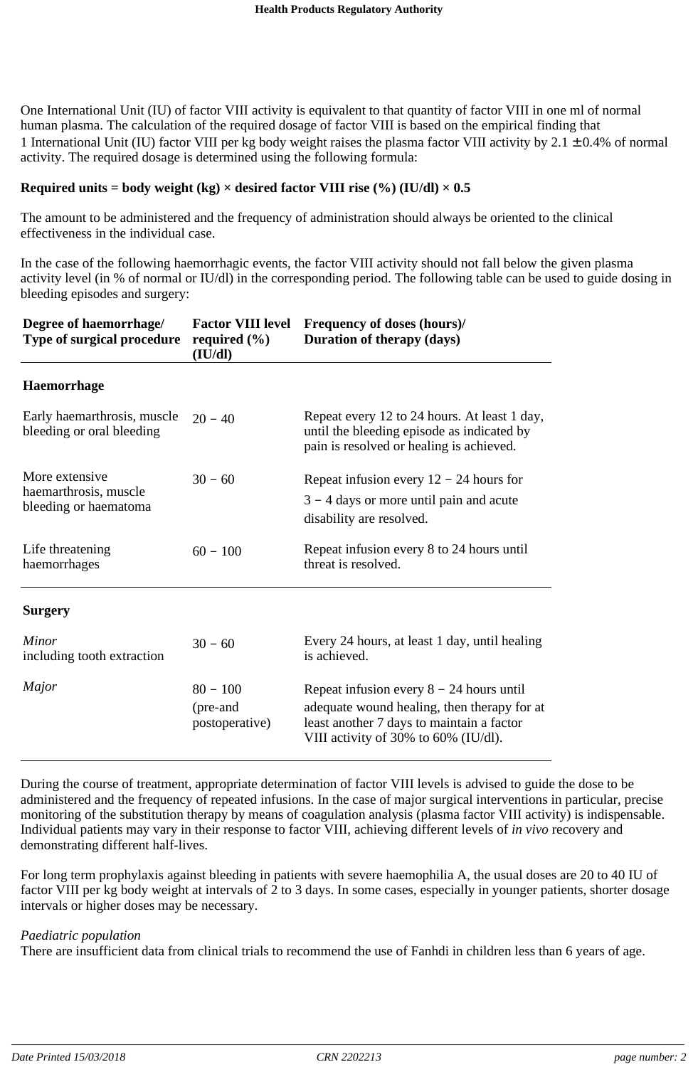One International Unit (IU) of factor VIII activity is equivalent to that quantity of factor VIII in one ml of normal human plasma. The calculation of the required dosage of factor VIII is based on the empirical finding that 1 International Unit (IU) factor VIII per kg body weight raises the plasma factor VIII activity by 2.1 ± 0.4% of normal activity. The required dosage is determined using the following formula:

**Required units = body weight (kg) × desired factor VIII rise (%) (IU/dl) × 0.5**

The amount to be administered and the frequency of administration should always be oriented to the clinical effectiveness in the individual case.

In the case of the following haemorrhagic events, the factor VIII activity should not fall below the given plasma activity level (in % of normal or IU/dl) in the corresponding period. The following table can be used to guide dosing in bleeding episodes and surgery:

| Degree of haemorrhage/ Type of surgical procedure | Factor VIII level required (%) (IU/dl) | Frequency of doses (hours)/ Duration of therapy (days) |
|---|---|---|
| **Haemorrhage** | | |
| Early haemarthrosis, muscle bleeding or oral bleeding | 20 – 40 | Repeat every 12 to 24 hours. At least 1 day, until the bleeding episode as indicated by pain is resolved or healing is achieved. |
| More extensive haemarthrosis, muscle bleeding or haematoma | 30 – 60 | Repeat infusion every 12 – 24 hours for 3 – 4 days or more until pain and acute disability are resolved. |
| Life threatening haemorrhages | 60 – 100 | Repeat infusion every 8 to 24 hours until threat is resolved. |
| **Surgery** | | |
| *Minor* including tooth extraction | 30 – 60 | Every 24 hours, at least 1 day, until healing is achieved. |
| *Major* | 80 – 100 (pre-and postoperative) | Repeat infusion every 8 – 24 hours until adequate wound healing, then therapy for at least another 7 days to maintain a factor VIII activity of 30% to 60% (IU/dl). |

During the course of treatment, appropriate determination of factor VIII levels is advised to guide the dose to be administered and the frequency of repeated infusions. In the case of major surgical interventions in particular, precise monitoring of the substitution therapy by means of coagulation analysis (plasma factor VIII activity) is indispensable. Individual patients may vary in their response to factor VIII, achieving different levels of *in vivo* recovery and demonstrating different half-lives.

For long term prophylaxis against bleeding in patients with severe haemophilia A, the usual doses are 20 to 40 IU of factor VIII per kg body weight at intervals of 2 to 3 days. In some cases, especially in younger patients, shorter dosage intervals or higher doses may be necessary.

*Paediatric population*
There are insufficient data from clinical trials to recommend the use of Fanhdi in children less than 6 years of age.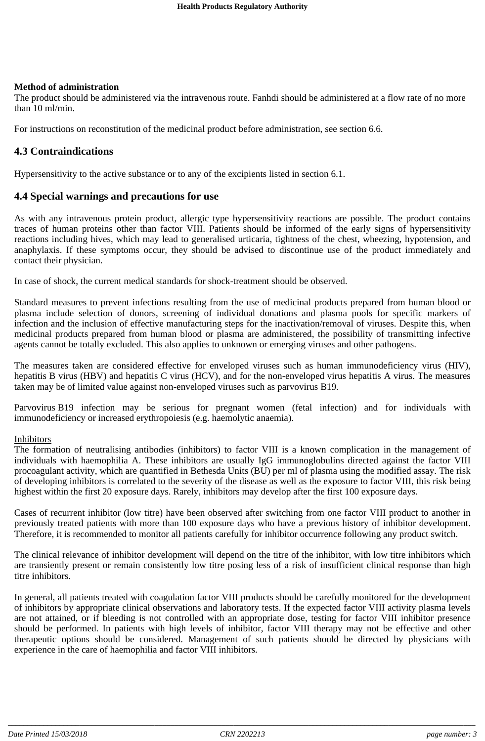**Method of administration**

The product should be administered via the intravenous route. Fanhdi should be administered at a flow rate of no more than 10 ml/min.

For instructions on reconstitution of the medicinal product before administration, see section 6.6.

## 4.3 Contraindications

Hypersensitivity to the active substance or to any of the excipients listed in section 6.1.

## 4.4 Special warnings and precautions for use

As with any intravenous protein product, allergic type hypersensitivity reactions are possible. The product contains traces of human proteins other than factor VIII. Patients should be informed of the early signs of hypersensitivity reactions including hives, which may lead to generalised urticaria, tightness of the chest, wheezing, hypotension, and anaphylaxis. If these symptoms occur, they should be advised to discontinue use of the product immediately and contact their physician.

In case of shock, the current medical standards for shock-treatment should be observed.

Standard measures to prevent infections resulting from the use of medicinal products prepared from human blood or plasma include selection of donors, screening of individual donations and plasma pools for specific markers of infection and the inclusion of effective manufacturing steps for the inactivation/removal of viruses. Despite this, when medicinal products prepared from human blood or plasma are administered, the possibility of transmitting infective agents cannot be totally excluded. This also applies to unknown or emerging viruses and other pathogens.

The measures taken are considered effective for enveloped viruses such as human immunodeficiency virus (HIV), hepatitis B virus (HBV) and hepatitis C virus (HCV), and for the non-enveloped virus hepatitis A virus. The measures taken may be of limited value against non-enveloped viruses such as parvovirus B19.

Parvovirus B19 infection may be serious for pregnant women (fetal infection) and for individuals with immunodeficiency or increased erythropoiesis (e.g. haemolytic anaemia).

Inhibitors

The formation of neutralising antibodies (inhibitors) to factor VIII is a known complication in the management of individuals with haemophilia A. These inhibitors are usually IgG immunoglobulins directed against the factor VIII procoagulant activity, which are quantified in Bethesda Units (BU) per ml of plasma using the modified assay. The risk of developing inhibitors is correlated to the severity of the disease as well as the exposure to factor VIII, this risk being highest within the first 20 exposure days. Rarely, inhibitors may develop after the first 100 exposure days.

Cases of recurrent inhibitor (low titre) have been observed after switching from one factor VIII product to another in previously treated patients with more than 100 exposure days who have a previous history of inhibitor development. Therefore, it is recommended to monitor all patients carefully for inhibitor occurrence following any product switch.

The clinical relevance of inhibitor development will depend on the titre of the inhibitor, with low titre inhibitors which are transiently present or remain consistently low titre posing less of a risk of insufficient clinical response than high titre inhibitors.

In general, all patients treated with coagulation factor VIII products should be carefully monitored for the development of inhibitors by appropriate clinical observations and laboratory tests. If the expected factor VIII activity plasma levels are not attained, or if bleeding is not controlled with an appropriate dose, testing for factor VIII inhibitor presence should be performed. In patients with high levels of inhibitor, factor VIII therapy may not be effective and other therapeutic options should be considered. Management of such patients should be directed by physicians with experience in the care of haemophilia and factor VIII inhibitors.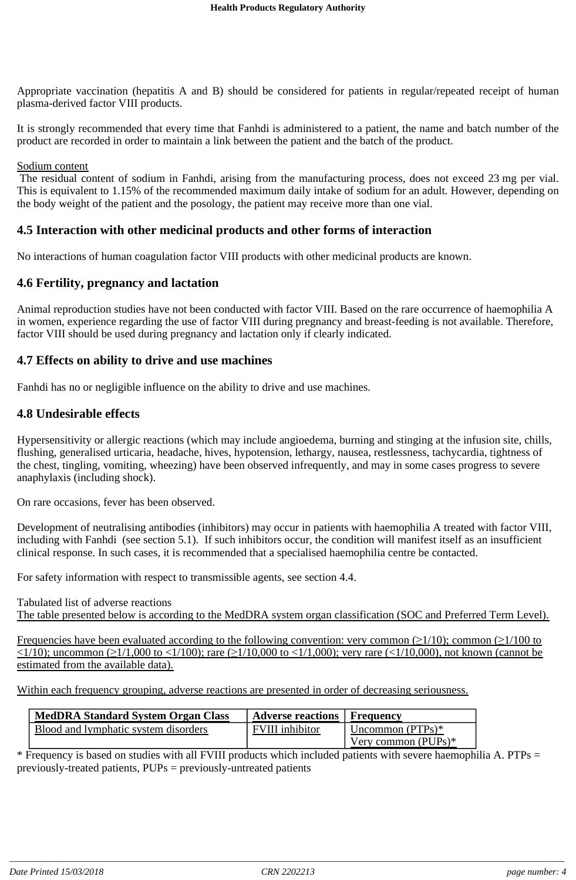Appropriate vaccination (hepatitis A and B) should be considered for patients in regular/repeated receipt of human plasma-derived factor VIII products.

It is strongly recommended that every time that Fanhdi is administered to a patient, the name and batch number of the product are recorded in order to maintain a link between the patient and the batch of the product.

Sodium content

The residual content of sodium in Fanhdi, arising from the manufacturing process, does not exceed 23 mg per vial. This is equivalent to 1.15% of the recommended maximum daily intake of sodium for an adult. However, depending on the body weight of the patient and the posology, the patient may receive more than one vial.

## 4.5 Interaction with other medicinal products and other forms of interaction

No interactions of human coagulation factor VIII products with other medicinal products are known.

## 4.6 Fertility, pregnancy and lactation

Animal reproduction studies have not been conducted with factor VIII. Based on the rare occurrence of haemophilia A in women, experience regarding the use of factor VIII during pregnancy and breast-feeding is not available. Therefore, factor VIII should be used during pregnancy and lactation only if clearly indicated.

## 4.7 Effects on ability to drive and use machines

Fanhdi has no or negligible influence on the ability to drive and use machines.

## 4.8 Undesirable effects

Hypersensitivity or allergic reactions (which may include angioedema, burning and stinging at the infusion site, chills, flushing, generalised urticaria, headache, hives, hypotension, lethargy, nausea, restlessness, tachycardia, tightness of the chest, tingling, vomiting, wheezing) have been observed infrequently, and may in some cases progress to severe anaphylaxis (including shock).

On rare occasions, fever has been observed.

Development of neutralising antibodies (inhibitors) may occur in patients with haemophilia A treated with factor VIII, including with Fanhdi (see section 5.1). If such inhibitors occur, the condition will manifest itself as an insufficient clinical response. In such cases, it is recommended that a specialised haemophilia centre be contacted.

For safety information with respect to transmissible agents, see section 4.4.

Tabulated list of adverse reactions

The table presented below is according to the MedDRA system organ classification (SOC and Preferred Term Level).

Frequencies have been evaluated according to the following convention: very common (≥1/10); common (≥1/100 to <1/10); uncommon (≥1/1,000 to <1/100); rare (≥1/10,000 to <1/1,000); very rare (<1/10,000), not known (cannot be estimated from the available data).

Within each frequency grouping, adverse reactions are presented in order of decreasing seriousness.

| MedDRA Standard System Organ Class | Adverse reactions | Frequency |
|---|---|---|
| Blood and lymphatic system disorders | FVIII inhibitor | Uncommon (PTPs)*<br>Very common (PUPs)* |

* Frequency is based on studies with all FVIII products which included patients with severe haemophilia A. PTPs = previously-treated patients, PUPs = previously-untreated patients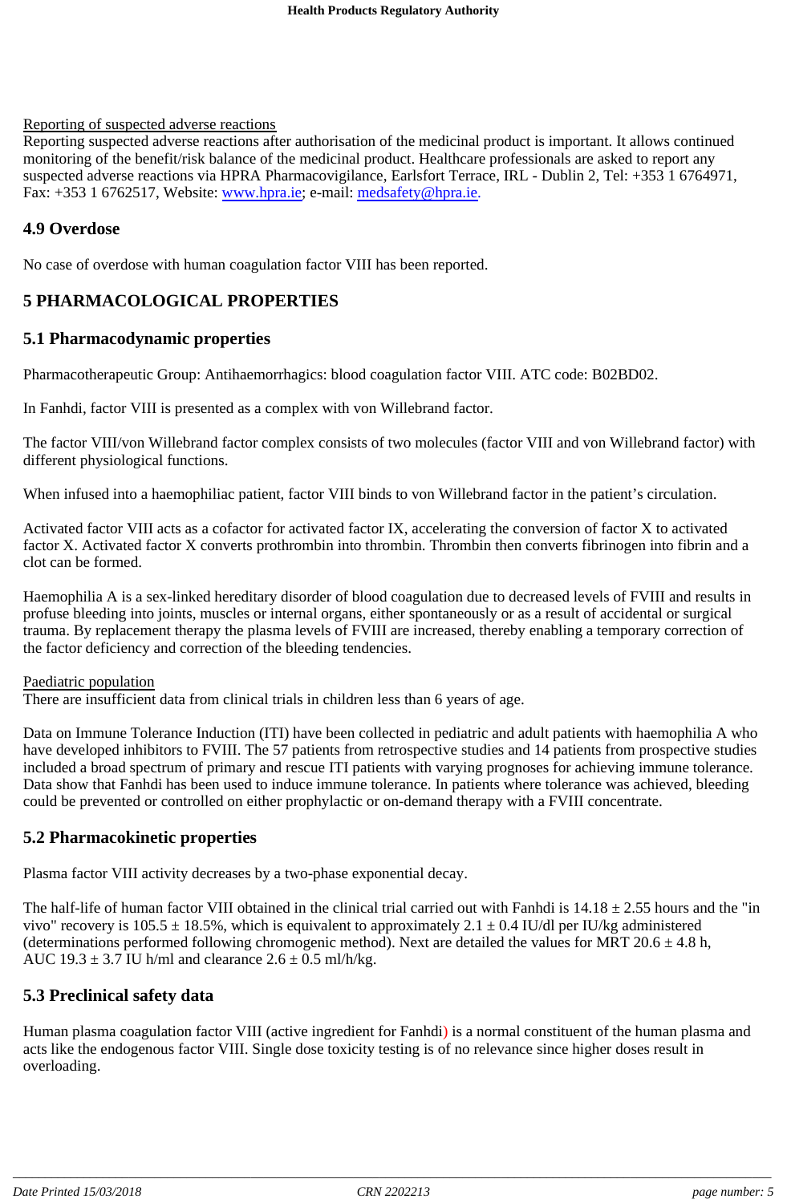Reporting of suspected adverse reactions

Reporting suspected adverse reactions after authorisation of the medicinal product is important. It allows continued monitoring of the benefit/risk balance of the medicinal product. Healthcare professionals are asked to report any suspected adverse reactions via HPRA Pharmacovigilance, Earlsfort Terrace, IRL - Dublin 2, Tel: +353 1 6764971, Fax: +353 1 6762517, Website: www.hpra.ie; e-mail: medsafety@hpra.ie.

## 4.9 Overdose

No case of overdose with human coagulation factor VIII has been reported.

# 5 PHARMACOLOGICAL PROPERTIES

## 5.1 Pharmacodynamic properties

Pharmacotherapeutic Group: Antihaemorrhagics: blood coagulation factor VIII. ATC code: B02BD02.

In Fanhdi, factor VIII is presented as a complex with von Willebrand factor.

The factor VIII/von Willebrand factor complex consists of two molecules (factor VIII and von Willebrand factor) with different physiological functions.

When infused into a haemophiliac patient, factor VIII binds to von Willebrand factor in the patient's circulation.

Activated factor VIII acts as a cofactor for activated factor IX, accelerating the conversion of factor X to activated factor X. Activated factor X converts prothrombin into thrombin. Thrombin then converts fibrinogen into fibrin and a clot can be formed.

Haemophilia A is a sex-linked hereditary disorder of blood coagulation due to decreased levels of FVIII and results in profuse bleeding into joints, muscles or internal organs, either spontaneously or as a result of accidental or surgical trauma. By replacement therapy the plasma levels of FVIII are increased, thereby enabling a temporary correction of the factor deficiency and correction of the bleeding tendencies.

Paediatric population

There are insufficient data from clinical trials in children less than 6 years of age.

Data on Immune Tolerance Induction (ITI) have been collected in pediatric and adult patients with haemophilia A who have developed inhibitors to FVIII. The 57 patients from retrospective studies and 14 patients from prospective studies included a broad spectrum of primary and rescue ITI patients with varying prognoses for achieving immune tolerance. Data show that Fanhdi has been used to induce immune tolerance. In patients where tolerance was achieved, bleeding could be prevented or controlled on either prophylactic or on-demand therapy with a FVIII concentrate.

## 5.2 Pharmacokinetic properties

Plasma factor VIII activity decreases by a two-phase exponential decay.

The half-life of human factor VIII obtained in the clinical trial carried out with Fanhdi is $14.18 \pm 2.55$ hours and the "in vivo" recovery is $105.5 \pm 18.5\%$, which is equivalent to approximately $2.1 \pm 0.4$ IU/dl per IU/kg administered (determinations performed following chromogenic method). Next are detailed the values for MRT $20.6 \pm 4.8$ h, AUC $19.3 \pm 3.7$ IU h/ml and clearance $2.6 \pm 0.5$ ml/h/kg.

## 5.3 Preclinical safety data

Human plasma coagulation factor VIII (active ingredient for Fanhdi) is a normal constituent of the human plasma and acts like the endogenous factor VIII. Single dose toxicity testing is of no relevance since higher doses result in overloading.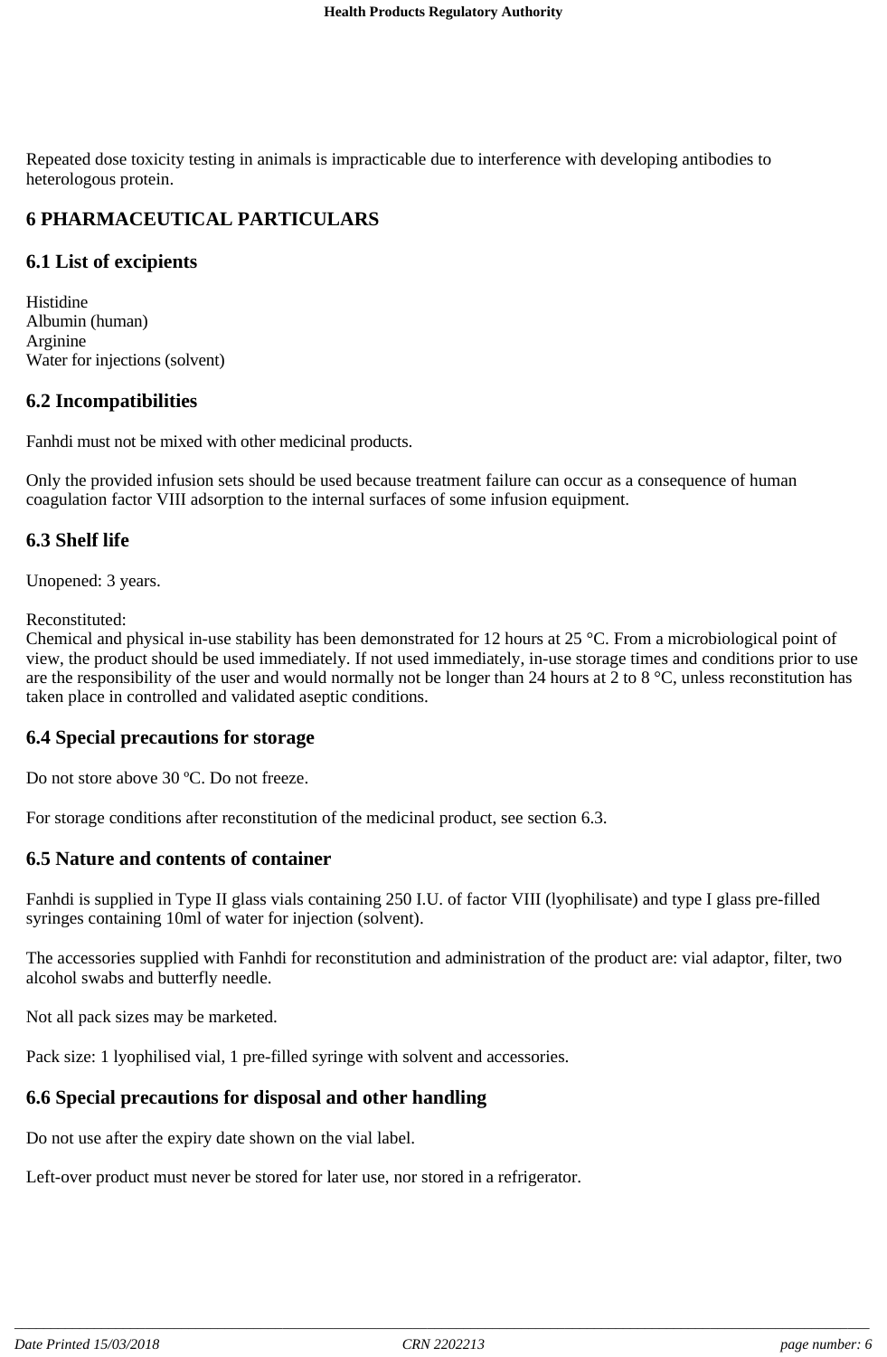Repeated dose toxicity testing in animals is impracticable due to interference with developing antibodies to heterologous protein.

# 6 PHARMACEUTICAL PARTICULARS

## 6.1 List of excipients

Histidine
Albumin (human)
Arginine
Water for injections (solvent)

## 6.2 Incompatibilities

Fanhdi must not be mixed with other medicinal products.

Only the provided infusion sets should be used because treatment failure can occur as a consequence of human coagulation factor VIII adsorption to the internal surfaces of some infusion equipment.

## 6.3 Shelf life

Unopened: 3 years.

Reconstituted:
Chemical and physical in-use stability has been demonstrated for 12 hours at 25 °C. From a microbiological point of view, the product should be used immediately. If not used immediately, in-use storage times and conditions prior to use are the responsibility of the user and would normally not be longer than 24 hours at 2 to 8 °C, unless reconstitution has taken place in controlled and validated aseptic conditions.

## 6.4 Special precautions for storage

Do not store above 30 ºC. Do not freeze.

For storage conditions after reconstitution of the medicinal product, see section 6.3.

## 6.5 Nature and contents of container

Fanhdi is supplied in Type II glass vials containing 250 I.U. of factor VIII (lyophilisate) and type I glass pre-filled syringes containing 10ml of water for injection (solvent).

The accessories supplied with Fanhdi for reconstitution and administration of the product are: vial adaptor, filter, two alcohol swabs and butterfly needle.

Not all pack sizes may be marketed.

Pack size: 1 lyophilised vial, 1 pre-filled syringe with solvent and accessories.

## 6.6 Special precautions for disposal and other handling

Do not use after the expiry date shown on the vial label.

Left-over product must never be stored for later use, nor stored in a refrigerator.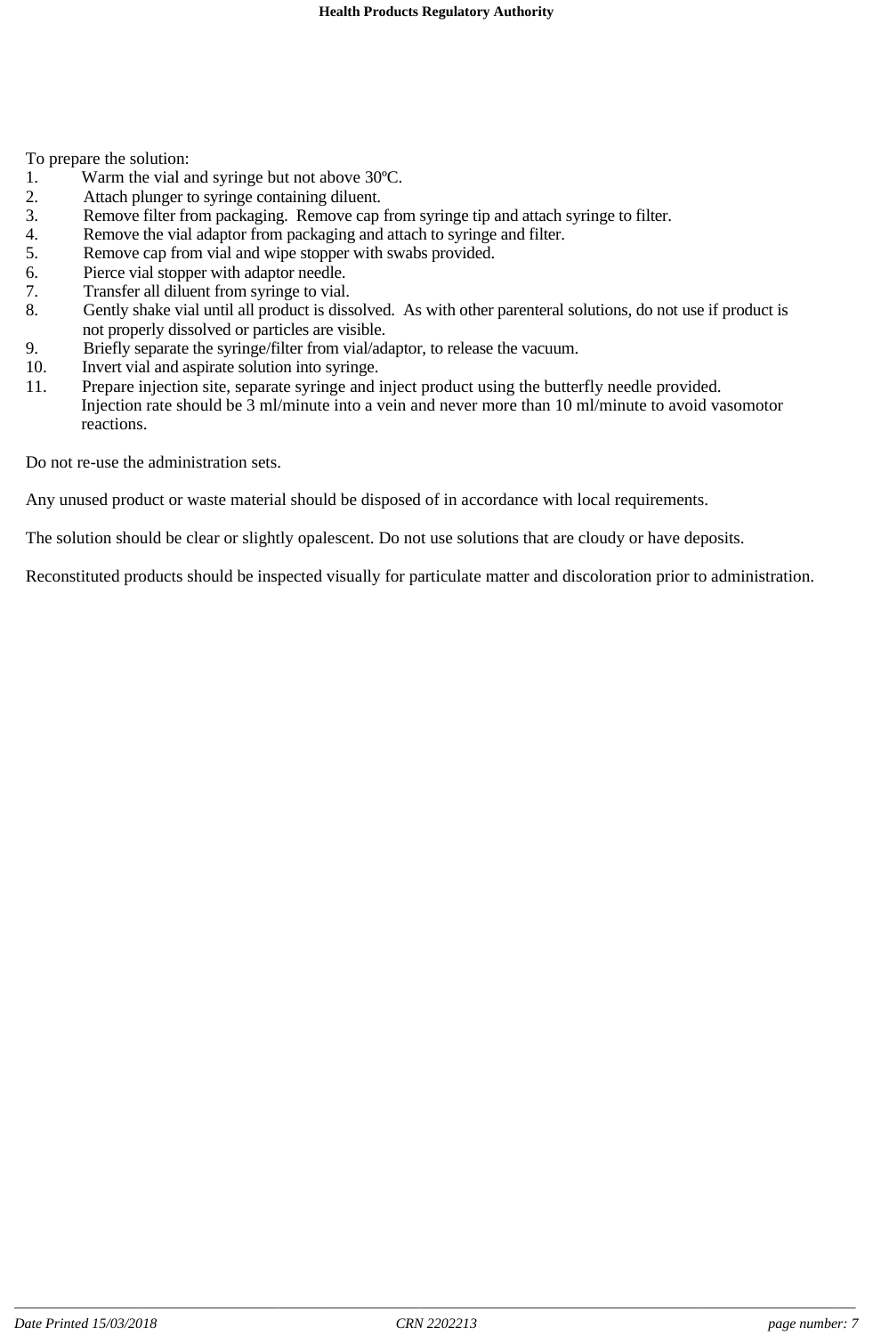To prepare the solution:

1. Warm the vial and syringe but not above 30ºC.
2. Attach plunger to syringe containing diluent.
3. Remove filter from packaging. Remove cap from syringe tip and attach syringe to filter.
4. Remove the vial adaptor from packaging and attach to syringe and filter.
5. Remove cap from vial and wipe stopper with swabs provided.
6. Pierce vial stopper with adaptor needle.
7. Transfer all diluent from syringe to vial.
8. Gently shake vial until all product is dissolved. As with other parenteral solutions, do not use if product is not properly dissolved or particles are visible.
9. Briefly separate the syringe/filter from vial/adaptor, to release the vacuum.
10. Invert vial and aspirate solution into syringe.
11. Prepare injection site, separate syringe and inject product using the butterfly needle provided. Injection rate should be 3 ml/minute into a vein and never more than 10 ml/minute to avoid vasomotor reactions.

Do not re-use the administration sets.

Any unused product or waste material should be disposed of in accordance with local requirements.

The solution should be clear or slightly opalescent. Do not use solutions that are cloudy or have deposits.

Reconstituted products should be inspected visually for particulate matter and discoloration prior to administration.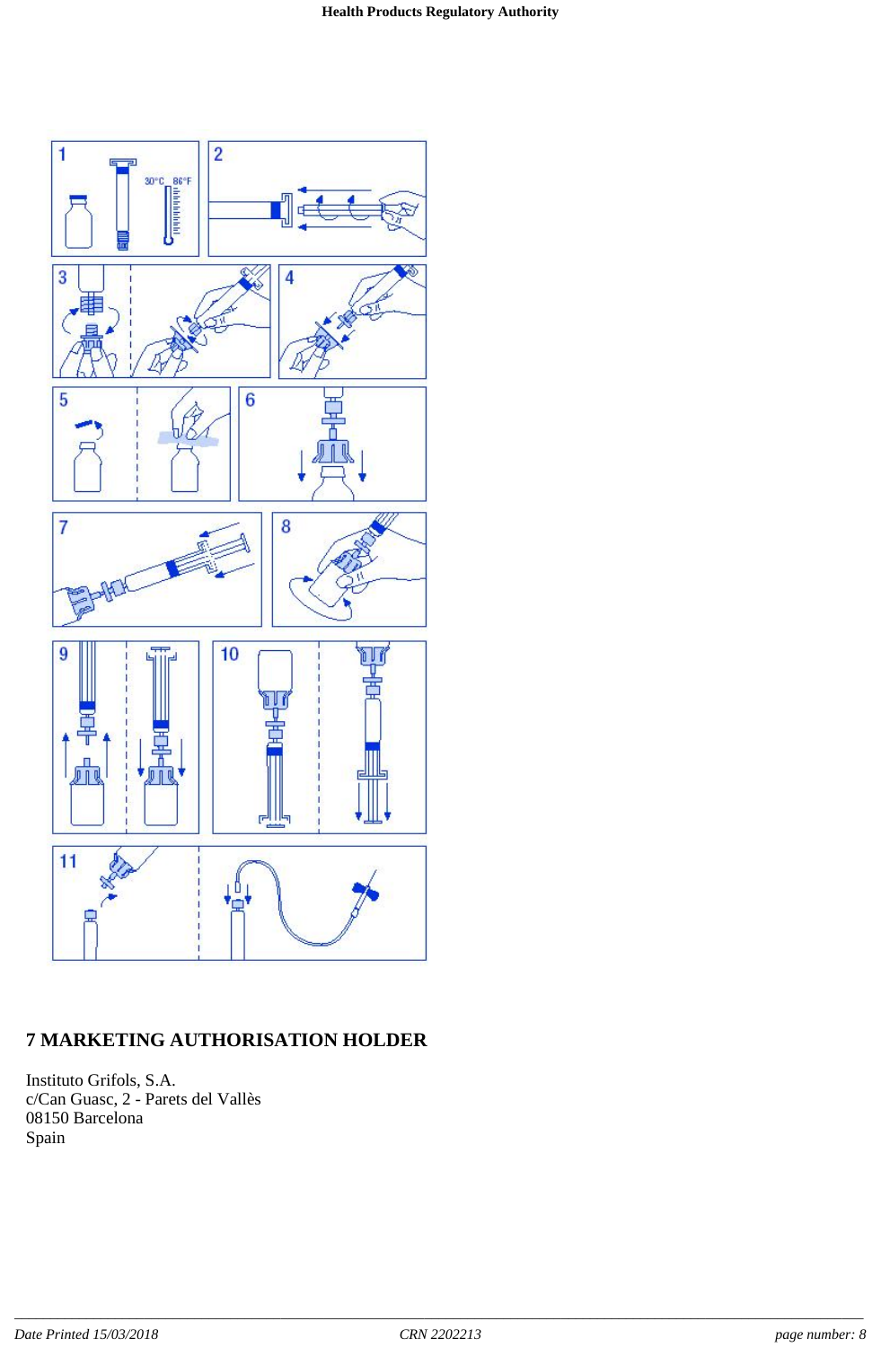## 7 MARKETING AUTHORISATION HOLDER

Instituto Grifols, S.A.
c/Can Guasc, 2 - Parets del Vallès
08150 Barcelona
Spain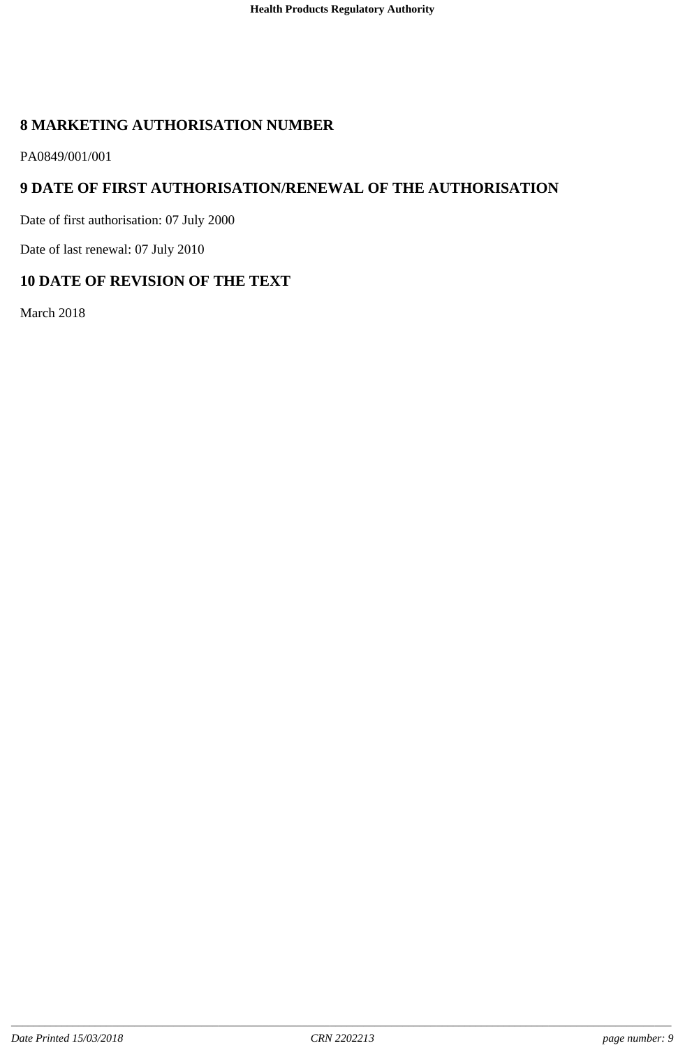## 8 MARKETING AUTHORISATION NUMBER

PA0849/001/001

## 9 DATE OF FIRST AUTHORISATION/RENEWAL OF THE AUTHORISATION

Date of first authorisation: 07 July 2000

Date of last renewal: 07 July 2010

## 10 DATE OF REVISION OF THE TEXT

March 2018